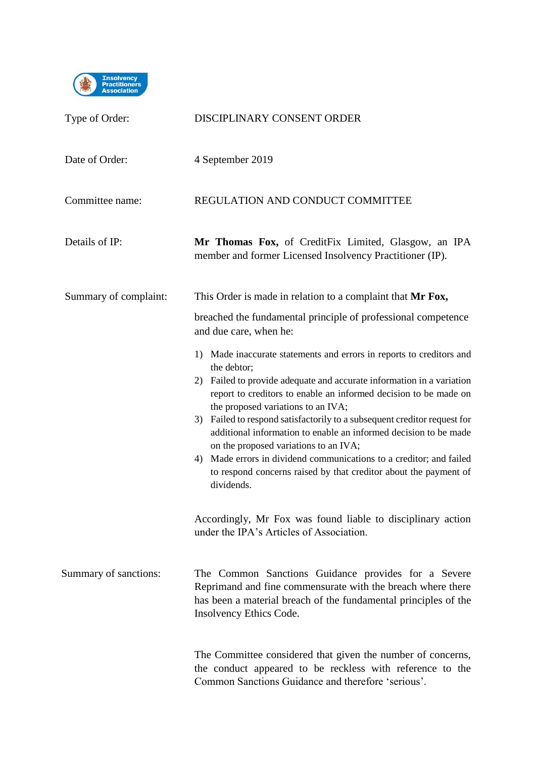Insolvency Practitioners Association

| | |
|---|---|
| Type of Order: | DISCIPLINARY CONSENT ORDER |
| Date of Order: | 4 September 2019 |
| Committee name: | REGULATION AND CONDUCT COMMITTEE |
| Details of IP: | **Mr Thomas Fox,** of CreditFix Limited, Glasgow, an IPA member and former Licensed Insolvency Practitioner (IP). |

**Summary of complaint:**

This Order is made in relation to a complaint that **Mr Fox,**

breached the fundamental principle of professional competence and due care, when he:

1) Made inaccurate statements and errors in reports to creditors and the debtor;
2) Failed to provide adequate and accurate information in a variation report to creditors to enable an informed decision to be made on the proposed variations to an IVA;
3) Failed to respond satisfactorily to a subsequent creditor request for additional information to enable an informed decision to be made on the proposed variations to an IVA;
4) Made errors in dividend communications to a creditor; and failed to respond concerns raised by that creditor about the payment of dividends.

Accordingly, Mr Fox was found liable to disciplinary action under the IPA's Articles of Association.

**Summary of sanctions:**

The Common Sanctions Guidance provides for a Severe Reprimand and fine commensurate with the breach where there has been a material breach of the fundamental principles of the Insolvency Ethics Code.

The Committee considered that given the number of concerns, the conduct appeared to be reckless with reference to the Common Sanctions Guidance and therefore 'serious'.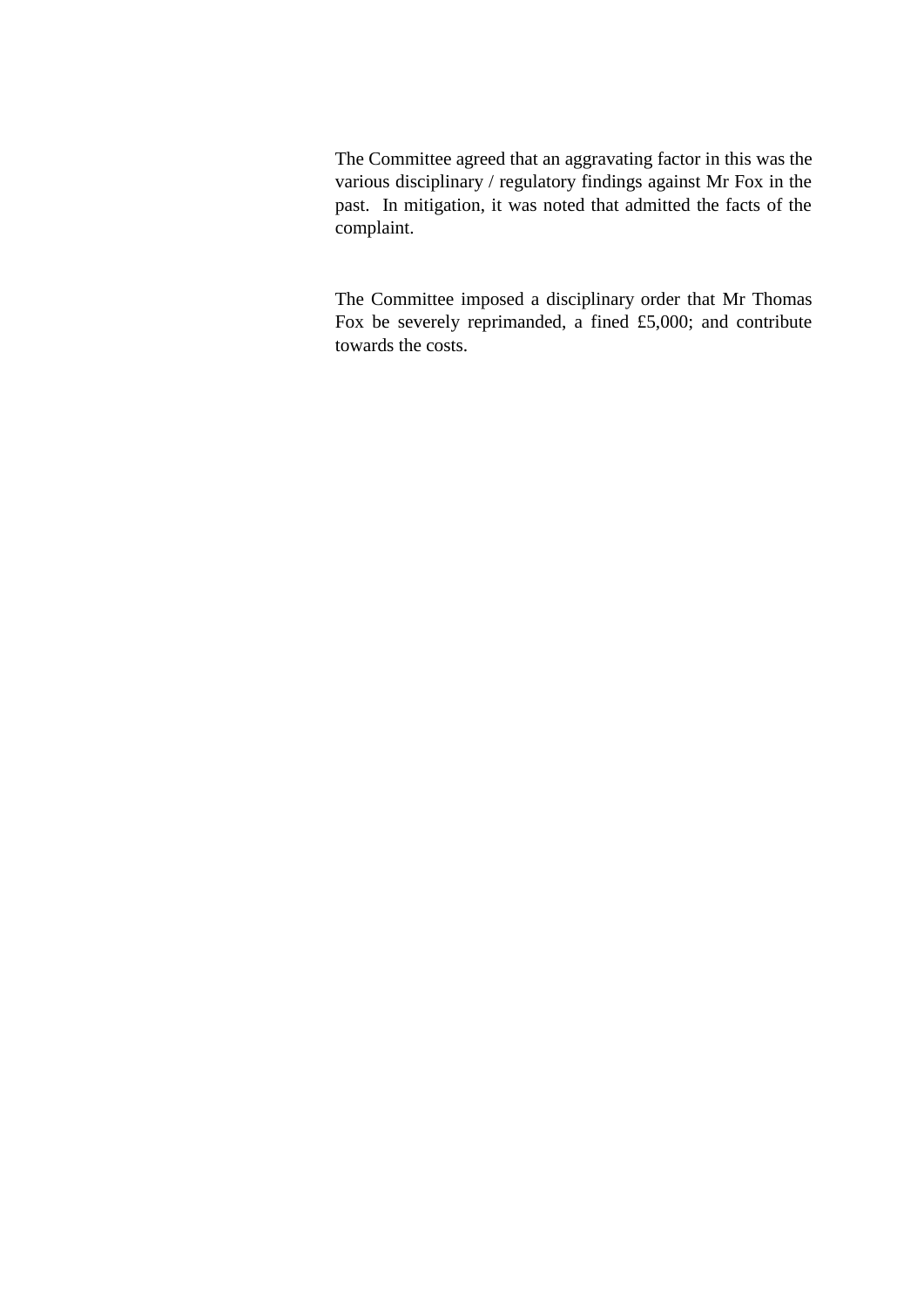The Committee agreed that an aggravating factor in this was the various disciplinary / regulatory findings against Mr Fox in the past. In mitigation, it was noted that admitted the facts of the complaint.

The Committee imposed a disciplinary order that Mr Thomas Fox be severely reprimanded, a fined £5,000; and contribute towards the costs.